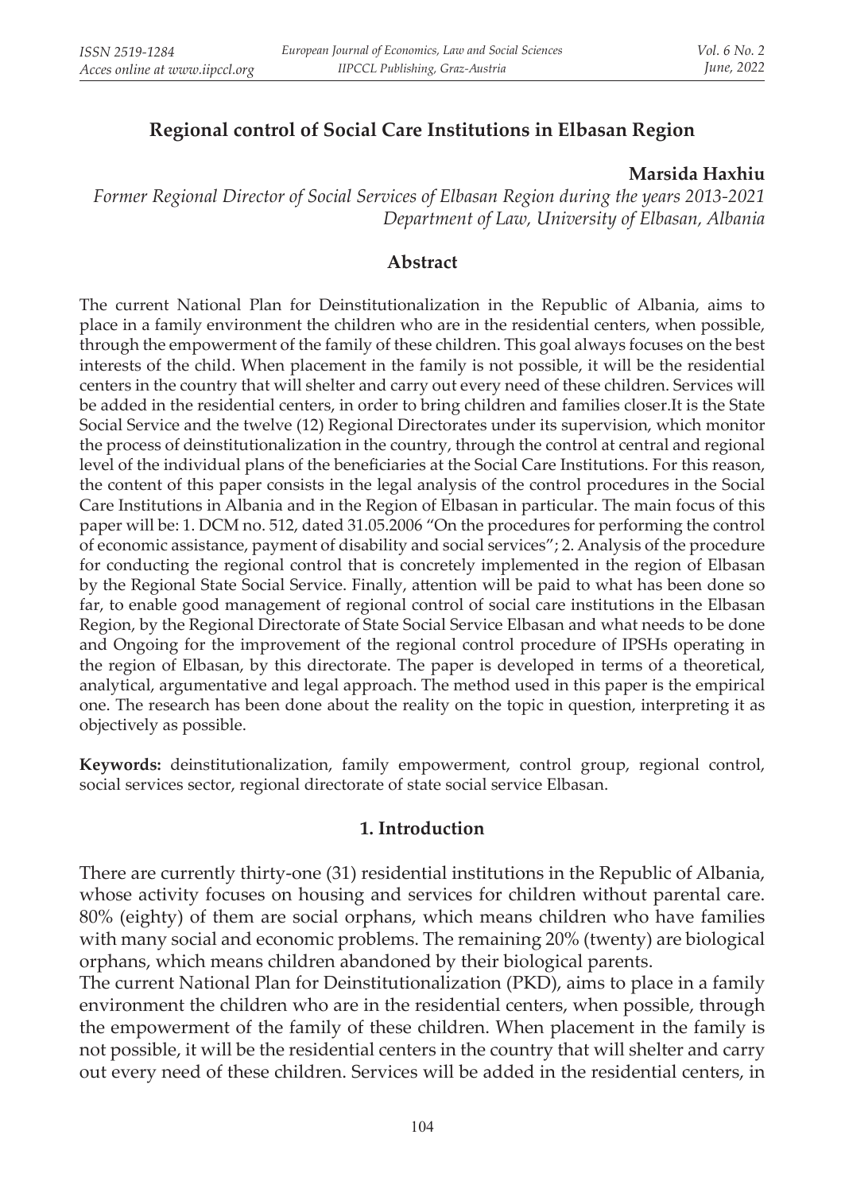# Regional control of Social Care Institutions in Elbasan Region

**Marsida Haxhiu**

*Former Regional Director of Social Services of Elbasan Region during the years 2013-2021*
*Department of Law, University of Elbasan, Albania*

## Abstract

The current National Plan for Deinstitutionalization in the Republic of Albania, aims to place in a family environment the children who are in the residential centers, when possible, through the empowerment of the family of these children. This goal always focuses on the best interests of the child. When placement in the family is not possible, it will be the residential centers in the country that will shelter and carry out every need of these children. Services will be added in the residential centers, in order to bring children and families closer.It is the State Social Service and the twelve (12) Regional Directorates under its supervision, which monitor the process of deinstitutionalization in the country, through the control at central and regional level of the individual plans of the beneficiaries at the Social Care Institutions. For this reason, the content of this paper consists in the legal analysis of the control procedures in the Social Care Institutions in Albania and in the Region of Elbasan in particular. The main focus of this paper will be: 1. DCM no. 512, dated 31.05.2006 "On the procedures for performing the control of economic assistance, payment of disability and social services"; 2. Analysis of the procedure for conducting the regional control that is concretely implemented in the region of Elbasan by the Regional State Social Service. Finally, attention will be paid to what has been done so far, to enable good management of regional control of social care institutions in the Elbasan Region, by the Regional Directorate of State Social Service Elbasan and what needs to be done and Ongoing for the improvement of the regional control procedure of IPSHs operating in the region of Elbasan, by this directorate. The paper is developed in terms of a theoretical, analytical, argumentative and legal approach. The method used in this paper is the empirical one. The research has been done about the reality on the topic in question, interpreting it as objectively as possible.

**Keywords:** deinstitutionalization, family empowerment, control group, regional control, social services sector, regional directorate of state social service Elbasan.

## 1. Introduction

There are currently thirty-one (31) residential institutions in the Republic of Albania, whose activity focuses on housing and services for children without parental care. 80% (eighty) of them are social orphans, which means children who have families with many social and economic problems. The remaining 20% (twenty) are biological orphans, which means children abandoned by their biological parents.

The current National Plan for Deinstitutionalization (PKD), aims to place in a family environment the children who are in the residential centers, when possible, through the empowerment of the family of these children. When placement in the family is not possible, it will be the residential centers in the country that will shelter and carry out every need of these children. Services will be added in the residential centers, in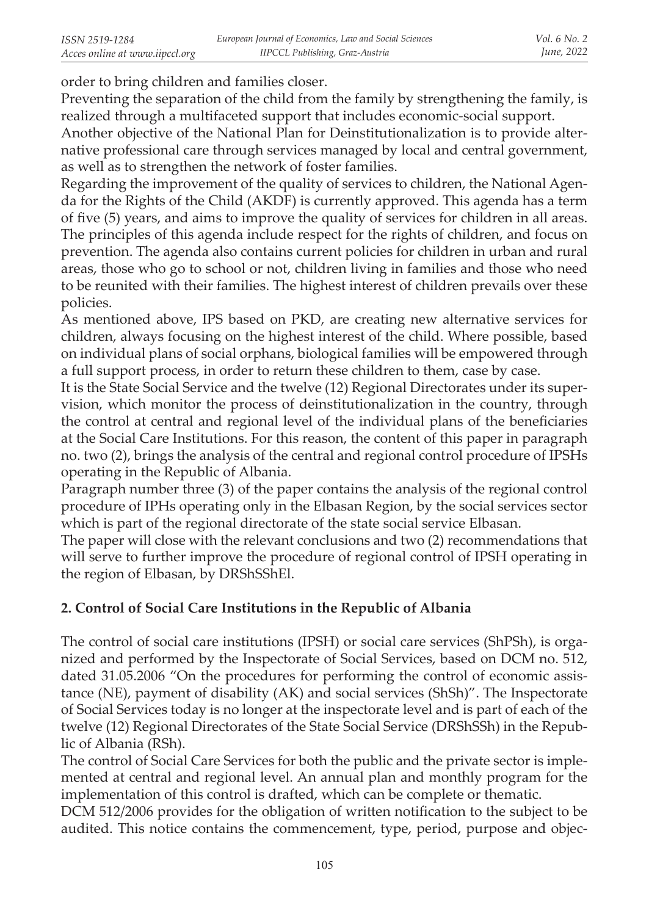order to bring children and families closer.

Preventing the separation of the child from the family by strengthening the family, is realized through a multifaceted support that includes economic-social support.

Another objective of the National Plan for Deinstitutionalization is to provide alternative professional care through services managed by local and central government, as well as to strengthen the network of foster families.

Regarding the improvement of the quality of services to children, the National Agenda for the Rights of the Child (AKDF) is currently approved. This agenda has a term of five (5) years, and aims to improve the quality of services for children in all areas. The principles of this agenda include respect for the rights of children, and focus on prevention. The agenda also contains current policies for children in urban and rural areas, those who go to school or not, children living in families and those who need to be reunited with their families. The highest interest of children prevails over these policies.

As mentioned above, IPS based on PKD, are creating new alternative services for children, always focusing on the highest interest of the child. Where possible, based on individual plans of social orphans, biological families will be empowered through a full support process, in order to return these children to them, case by case.

It is the State Social Service and the twelve (12) Regional Directorates under its supervision, which monitor the process of deinstitutionalization in the country, through the control at central and regional level of the individual plans of the beneficiaries at the Social Care Institutions. For this reason, the content of this paper in paragraph no. two (2), brings the analysis of the central and regional control procedure of IPSHs operating in the Republic of Albania.

Paragraph number three (3) of the paper contains the analysis of the regional control procedure of IPHs operating only in the Elbasan Region, by the social services sector which is part of the regional directorate of the state social service Elbasan.

The paper will close with the relevant conclusions and two (2) recommendations that will serve to further improve the procedure of regional control of IPSH operating in the region of Elbasan, by DRShSShEl.

## 2. Control of Social Care Institutions in the Republic of Albania

The control of social care institutions (IPSH) or social care services (ShPSh), is organized and performed by the Inspectorate of Social Services, based on DCM no. 512, dated 31.05.2006 "On the procedures for performing the control of economic assistance (NE), payment of disability (AK) and social services (ShSh)". The Inspectorate of Social Services today is no longer at the inspectorate level and is part of each of the twelve (12) Regional Directorates of the State Social Service (DRShSSh) in the Republic of Albania (RSh).

The control of Social Care Services for both the public and the private sector is implemented at central and regional level. An annual plan and monthly program for the implementation of this control is drafted, which can be complete or thematic.

DCM 512/2006 provides for the obligation of written notification to the subject to be audited. This notice contains the commencement, type, period, purpose and objec-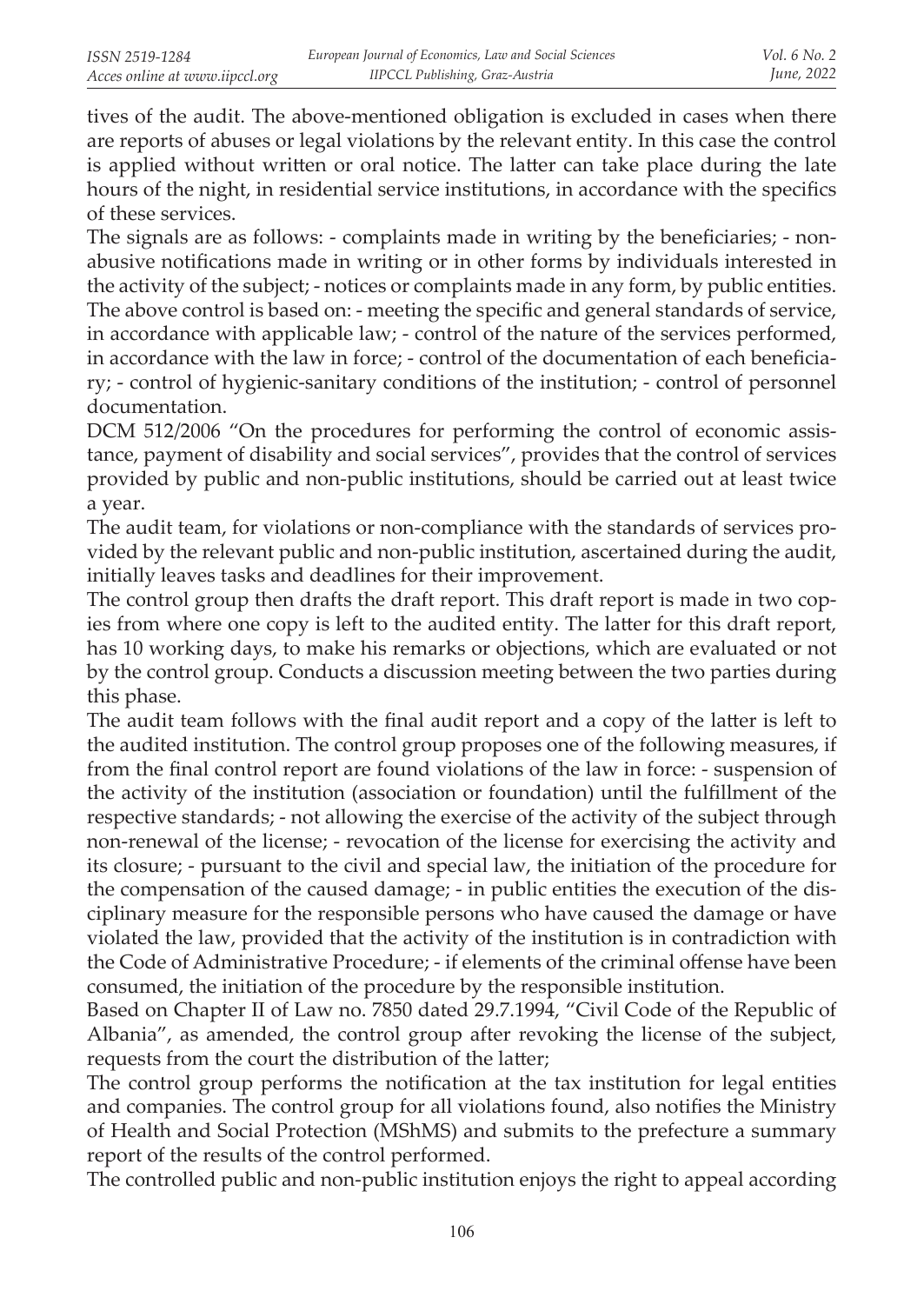tives of the audit. The above-mentioned obligation is excluded in cases when there are reports of abuses or legal violations by the relevant entity. In this case the control is applied without written or oral notice. The latter can take place during the late hours of the night, in residential service institutions, in accordance with the specifics of these services.

The signals are as follows: - complaints made in writing by the beneficiaries; - non-abusive notifications made in writing or in other forms by individuals interested in the activity of the subject; - notices or complaints made in any form, by public entities.

The above control is based on: - meeting the specific and general standards of service, in accordance with applicable law; - control of the nature of the services performed, in accordance with the law in force; - control of the documentation of each beneficiary; - control of hygienic-sanitary conditions of the institution; - control of personnel documentation.

DCM 512/2006 "On the procedures for performing the control of economic assistance, payment of disability and social services", provides that the control of services provided by public and non-public institutions, should be carried out at least twice a year.

The audit team, for violations or non-compliance with the standards of services provided by the relevant public and non-public institution, ascertained during the audit, initially leaves tasks and deadlines for their improvement.

The control group then drafts the draft report. This draft report is made in two copies from where one copy is left to the audited entity. The latter for this draft report, has 10 working days, to make his remarks or objections, which are evaluated or not by the control group. Conducts a discussion meeting between the two parties during this phase.

The audit team follows with the final audit report and a copy of the latter is left to the audited institution. The control group proposes one of the following measures, if from the final control report are found violations of the law in force: - suspension of the activity of the institution (association or foundation) until the fulfillment of the respective standards; - not allowing the exercise of the activity of the subject through non-renewal of the license; - revocation of the license for exercising the activity and its closure; - pursuant to the civil and special law, the initiation of the procedure for the compensation of the caused damage; - in public entities the execution of the disciplinary measure for the responsible persons who have caused the damage or have violated the law, provided that the activity of the institution is in contradiction with the Code of Administrative Procedure; - if elements of the criminal offense have been consumed, the initiation of the procedure by the responsible institution.

Based on Chapter II of Law no. 7850 dated 29.7.1994, "Civil Code of the Republic of Albania", as amended, the control group after revoking the license of the subject, requests from the court the distribution of the latter;

The control group performs the notification at the tax institution for legal entities and companies. The control group for all violations found, also notifies the Ministry of Health and Social Protection (MShMS) and submits to the prefecture a summary report of the results of the control performed.

The controlled public and non-public institution enjoys the right to appeal according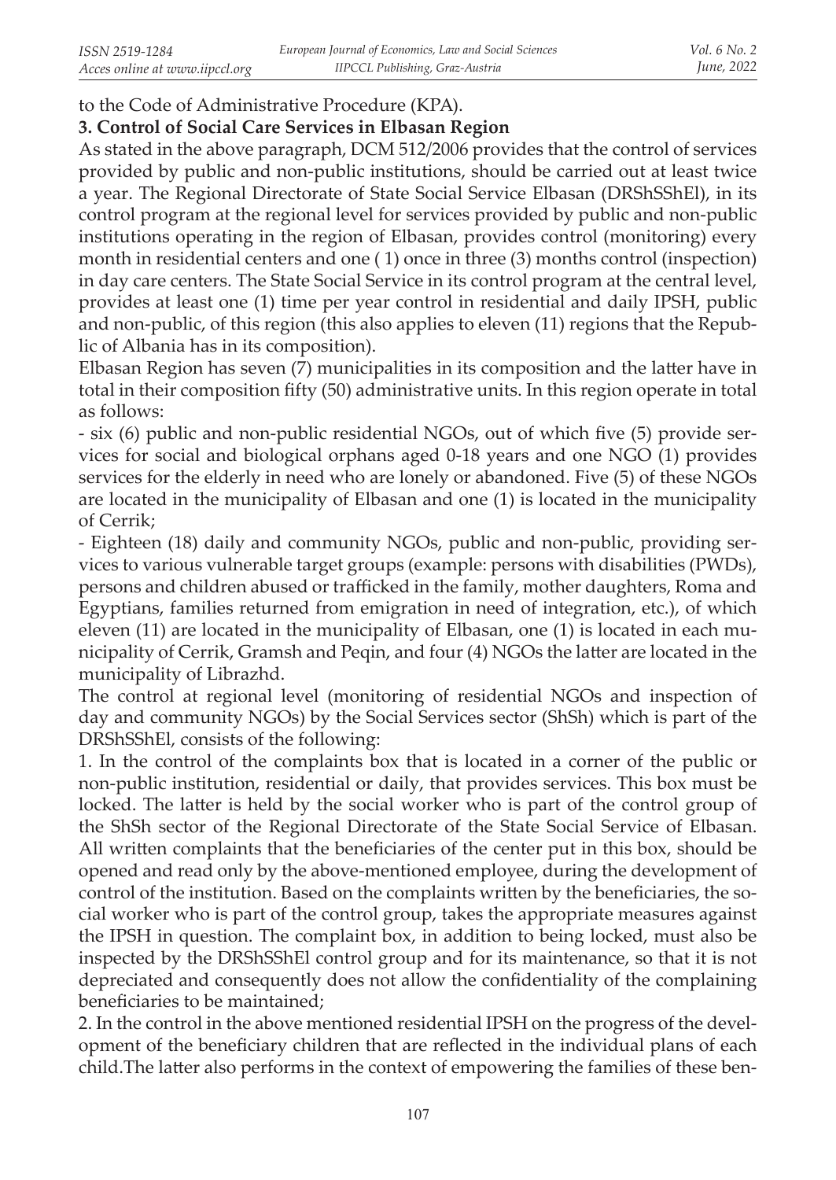to the Code of Administrative Procedure (KPA).

**3. Control of Social Care Services in Elbasan Region**

As stated in the above paragraph, DCM 512/2006 provides that the control of services provided by public and non-public institutions, should be carried out at least twice a year. The Regional Directorate of State Social Service Elbasan (DRShSShEl), in its control program at the regional level for services provided by public and non-public institutions operating in the region of Elbasan, provides control (monitoring) every month in residential centers and one ( 1) once in three (3) months control (inspection) in day care centers. The State Social Service in its control program at the central level, provides at least one (1) time per year control in residential and daily IPSH, public and non-public, of this region (this also applies to eleven (11) regions that the Republic of Albania has in its composition).

Elbasan Region has seven (7) municipalities in its composition and the latter have in total in their composition fifty (50) administrative units. In this region operate in total as follows:

- six (6) public and non-public residential NGOs, out of which five (5) provide services for social and biological orphans aged 0-18 years and one NGO (1) provides services for the elderly in need who are lonely or abandoned. Five (5) of these NGOs are located in the municipality of Elbasan and one (1) is located in the municipality of Cerrik;
- Eighteen (18) daily and community NGOs, public and non-public, providing services to various vulnerable target groups (example: persons with disabilities (PWDs), persons and children abused or trafficked in the family, mother daughters, Roma and Egyptians, families returned from emigration in need of integration, etc.), of which eleven (11) are located in the municipality of Elbasan, one (1) is located in each municipality of Cerrik, Gramsh and Peqin, and four (4) NGOs the latter are located in the municipality of Librazhd.

The control at regional level (monitoring of residential NGOs and inspection of day and community NGOs) by the Social Services sector (ShSh) which is part of the DRShSShEl, consists of the following:

1. In the control of the complaints box that is located in a corner of the public or non-public institution, residential or daily, that provides services. This box must be locked. The latter is held by the social worker who is part of the control group of the ShSh sector of the Regional Directorate of the State Social Service of Elbasan. All written complaints that the beneficiaries of the center put in this box, should be opened and read only by the above-mentioned employee, during the development of control of the institution. Based on the complaints written by the beneficiaries, the social worker who is part of the control group, takes the appropriate measures against the IPSH in question. The complaint box, in addition to being locked, must also be inspected by the DRShSShEl control group and for its maintenance, so that it is not depreciated and consequently does not allow the confidentiality of the complaining beneficiaries to be maintained;
2. In the control in the above mentioned residential IPSH on the progress of the development of the beneficiary children that are reflected in the individual plans of each child.The latter also performs in the context of empowering the families of these ben-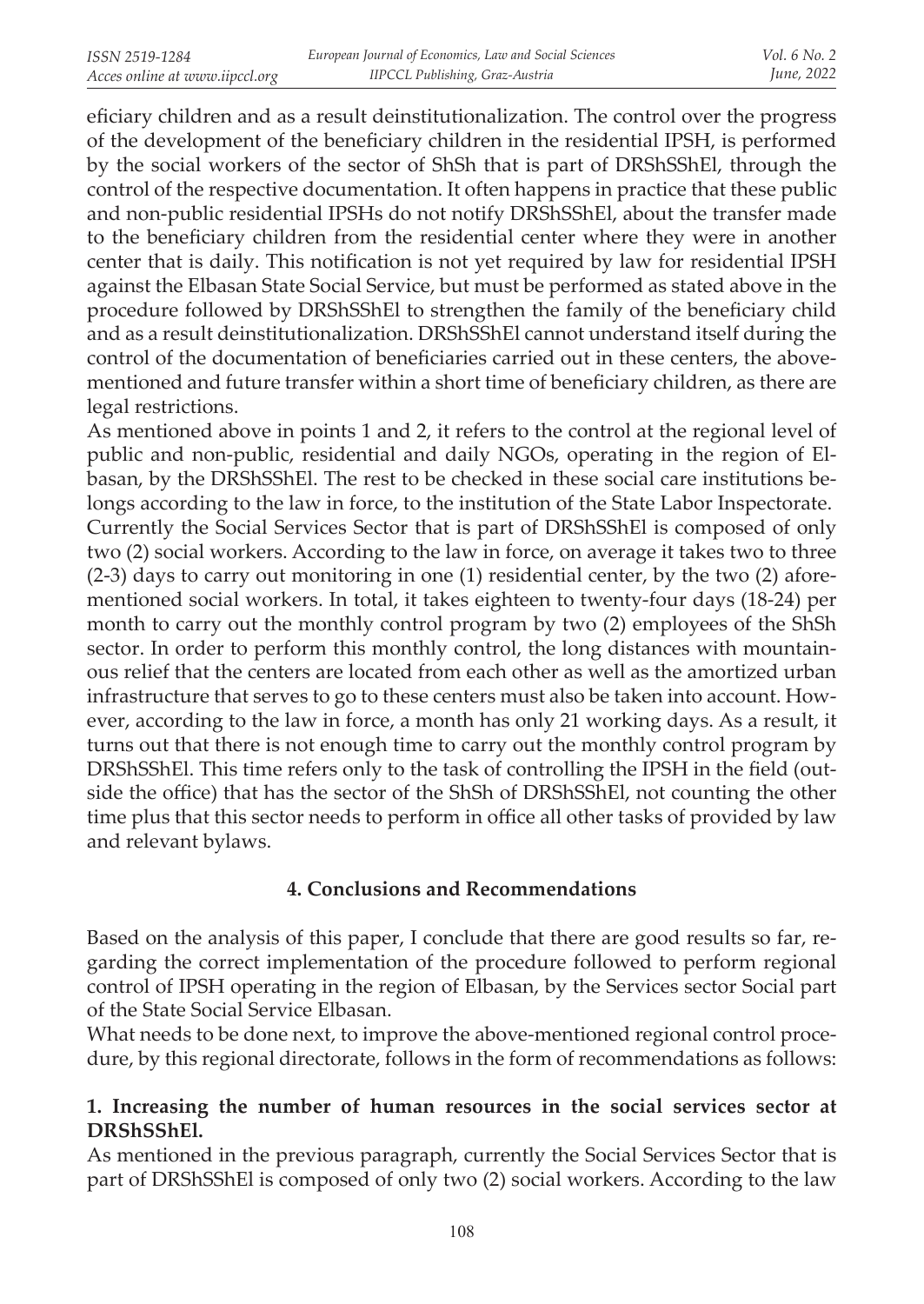eficiary children and as a result deinstitutionalization. The control over the progress of the development of the beneficiary children in the residential IPSH, is performed by the social workers of the sector of ShSh that is part of DRShSShEl, through the control of the respective documentation. It often happens in practice that these public and non-public residential IPSHs do not notify DRShSShEl, about the transfer made to the beneficiary children from the residential center where they were in another center that is daily. This notification is not yet required by law for residential IPSH against the Elbasan State Social Service, but must be performed as stated above in the procedure followed by DRShSShEl to strengthen the family of the beneficiary child and as a result deinstitutionalization. DRShSShEl cannot understand itself during the control of the documentation of beneficiaries carried out in these centers, the above-mentioned and future transfer within a short time of beneficiary children, as there are legal restrictions.

As mentioned above in points 1 and 2, it refers to the control at the regional level of public and non-public, residential and daily NGOs, operating in the region of Elbasan, by the DRShSShEl. The rest to be checked in these social care institutions belongs according to the law in force, to the institution of the State Labor Inspectorate.

Currently the Social Services Sector that is part of DRShSShEl is composed of only two (2) social workers. According to the law in force, on average it takes two to three (2-3) days to carry out monitoring in one (1) residential center, by the two (2) aforementioned social workers. In total, it takes eighteen to twenty-four days (18-24) per month to carry out the monthly control program by two (2) employees of the ShSh sector. In order to perform this monthly control, the long distances with mountainous relief that the centers are located from each other as well as the amortized urban infrastructure that serves to go to these centers must also be taken into account. However, according to the law in force, a month has only 21 working days. As a result, it turns out that there is not enough time to carry out the monthly control program by DRShSShEl. This time refers only to the task of controlling the IPSH in the field (outside the office) that has the sector of the ShSh of DRShSShEl, not counting the other time plus that this sector needs to perform in office all other tasks of provided by law and relevant bylaws.

## 4. Conclusions and Recommendations

Based on the analysis of this paper, I conclude that there are good results so far, regarding the correct implementation of the procedure followed to perform regional control of IPSH operating in the region of Elbasan, by the Services sector Social part of the State Social Service Elbasan.

What needs to be done next, to improve the above-mentioned regional control procedure, by this regional directorate, follows in the form of recommendations as follows:

**1. Increasing the number of human resources in the social services sector at DRShSShEl.**

As mentioned in the previous paragraph, currently the Social Services Sector that is part of DRShSShEl is composed of only two (2) social workers. According to the law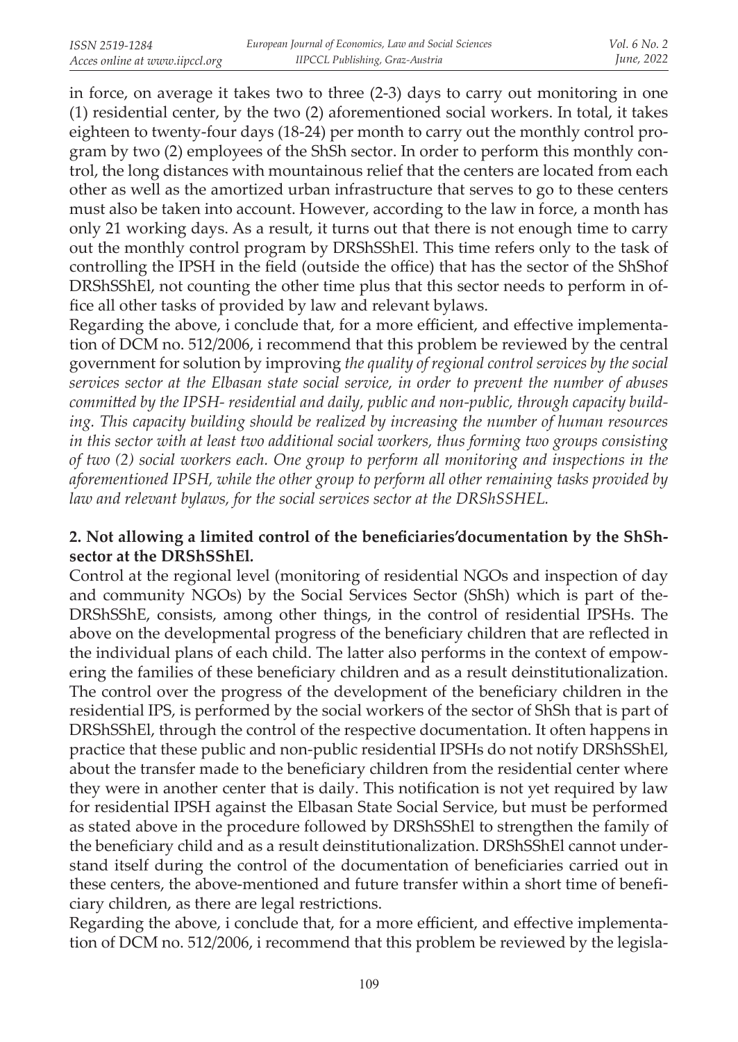in force, on average it takes two to three (2-3) days to carry out monitoring in one (1) residential center, by the two (2) aforementioned social workers. In total, it takes eighteen to twenty-four days (18-24) per month to carry out the monthly control program by two (2) employees of the ShSh sector. In order to perform this monthly control, the long distances with mountainous relief that the centers are located from each other as well as the amortized urban infrastructure that serves to go to these centers must also be taken into account. However, according to the law in force, a month has only 21 working days. As a result, it turns out that there is not enough time to carry out the monthly control program by DRShSShEl. This time refers only to the task of controlling the IPSH in the field (outside the office) that has the sector of the ShShof DRShSShEl, not counting the other time plus that this sector needs to perform in office all other tasks of provided by law and relevant bylaws.

Regarding the above, i conclude that, for a more efficient, and effective implementation of DCM no. 512/2006, i recommend that this problem be reviewed by the central government for solution by improving *the quality of regional control services by the social services sector at the Elbasan state social service, in order to prevent the number of abuses committed by the IPSH- residential and daily, public and non-public, through capacity building. This capacity building should be realized by increasing the number of human resources in this sector with at least two additional social workers, thus forming two groups consisting of two (2) social workers each. One group to perform all monitoring and inspections in the aforementioned IPSH, while the other group to perform all other remaining tasks provided by law and relevant bylaws, for the social services sector at the DRShSSHEL.*

**2. Not allowing a limited control of the beneficiaries'documentation by the ShSh-sector at the DRShSShEl.**

Control at the regional level (monitoring of residential NGOs and inspection of day and community NGOs) by the Social Services Sector (ShSh) which is part of the-DRShSShE, consists, among other things, in the control of residential IPSHs. The above on the developmental progress of the beneficiary children that are reflected in the individual plans of each child. The latter also performs in the context of empowering the families of these beneficiary children and as a result deinstitutionalization. The control over the progress of the development of the beneficiary children in the residential IPS, is performed by the social workers of the sector of ShSh that is part of DRShSShEl, through the control of the respective documentation. It often happens in practice that these public and non-public residential IPSHs do not notify DRShSShEl, about the transfer made to the beneficiary children from the residential center where they were in another center that is daily. This notification is not yet required by law for residential IPSH against the Elbasan State Social Service, but must be performed as stated above in the procedure followed by DRShSShEl to strengthen the family of the beneficiary child and as a result deinstitutionalization. DRShSShEl cannot understand itself during the control of the documentation of beneficiaries carried out in these centers, the above-mentioned and future transfer within a short time of beneficiary children, as there are legal restrictions.

Regarding the above, i conclude that, for a more efficient, and effective implementation of DCM no. 512/2006, i recommend that this problem be reviewed by the legisla-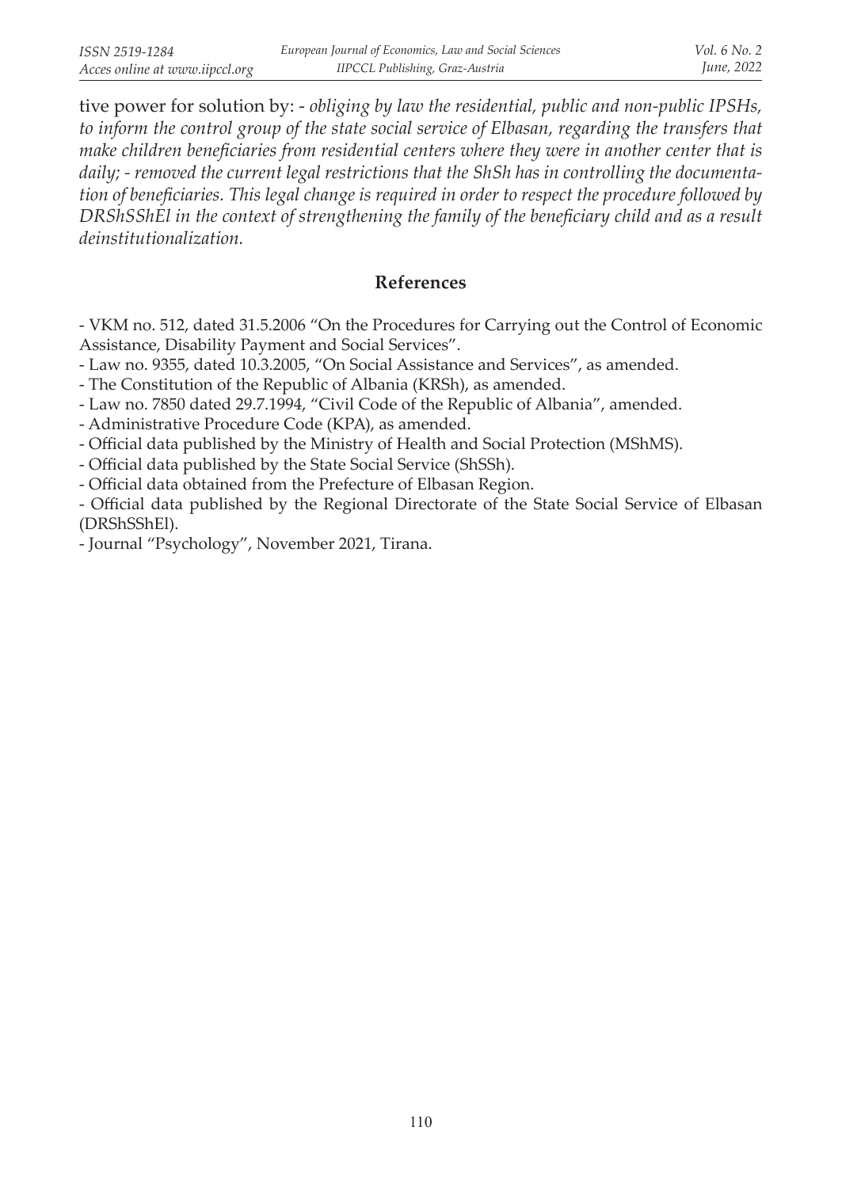tive power for solution by: - *obliging by law the residential, public and non-public IPSHs, to inform the control group of the state social service of Elbasan, regarding the transfers that make children beneficiaries from residential centers where they were in another center that is daily; - removed the current legal restrictions that the ShSh has in controlling the documentation of beneficiaries. This legal change is required in order to respect the procedure followed by DRShSShEl in the context of strengthening the family of the beneficiary child and as a result deinstitutionalization.*

## References

- VKM no. 512, dated 31.5.2006 "On the Procedures for Carrying out the Control of Economic Assistance, Disability Payment and Social Services".
- Law no. 9355, dated 10.3.2005, "On Social Assistance and Services", as amended.
- The Constitution of the Republic of Albania (KRSh), as amended.
- Law no. 7850 dated 29.7.1994, "Civil Code of the Republic of Albania", amended.
- Administrative Procedure Code (KPA), as amended.
- Official data published by the Ministry of Health and Social Protection (MShMS).
- Official data published by the State Social Service (ShSSh).
- Official data obtained from the Prefecture of Elbasan Region.
- Official data published by the Regional Directorate of the State Social Service of Elbasan (DRShSShEl).
- Journal "Psychology", November 2021, Tirana.